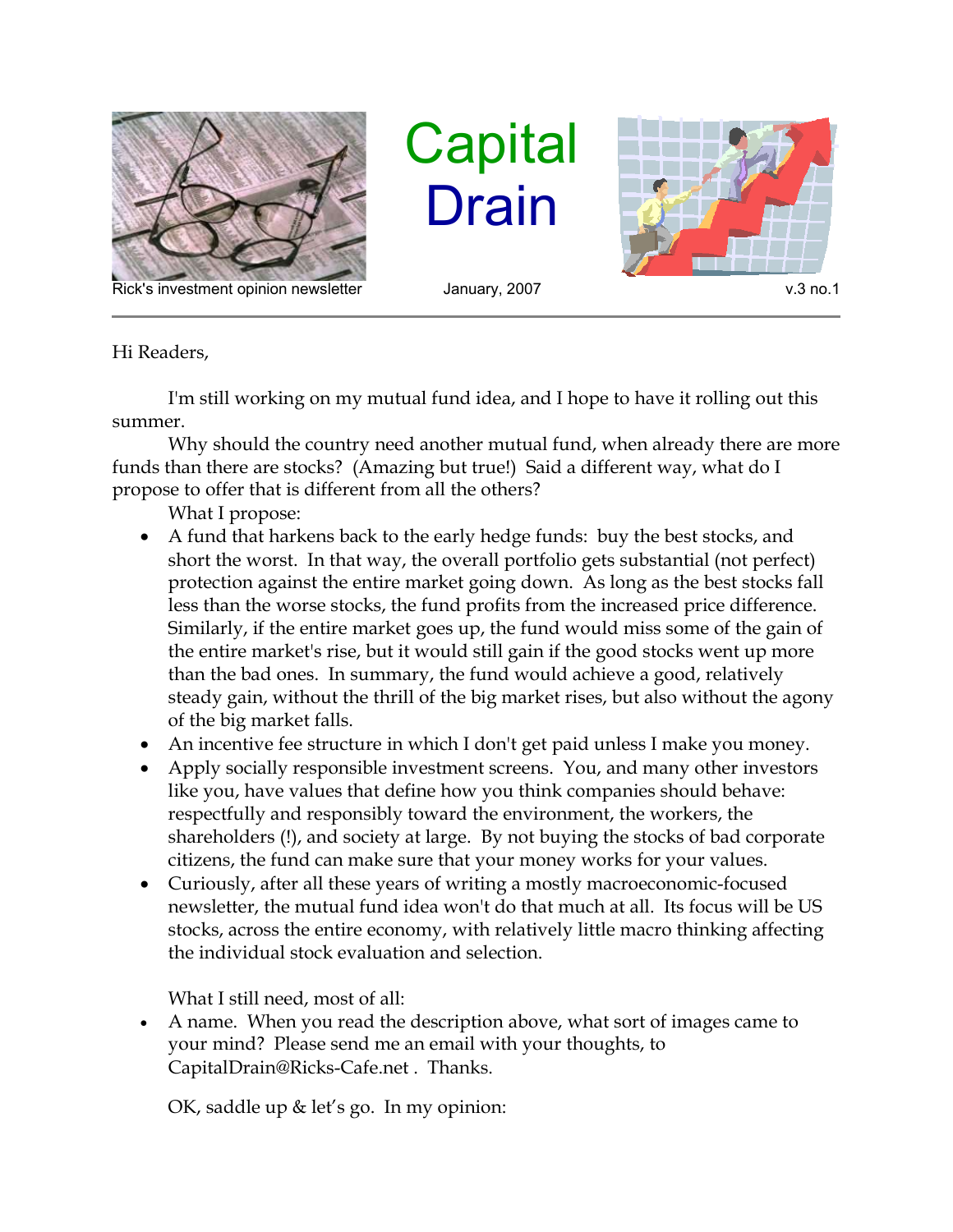# Capital Drain

Rick's investment opinion newsletter — January, 2007 — v.3 no.1

Hi Readers,

I'm still working on my mutual fund idea, and I hope to have it rolling out this summer.

Why should the country need another mutual fund, when already there are more funds than there are stocks? (Amazing but true!) Said a different way, what do I propose to offer that is different from all the others?

What I propose:

- A fund that harkens back to the early hedge funds: buy the best stocks, and short the worst. In that way, the overall portfolio gets substantial (not perfect) protection against the entire market going down. As long as the best stocks fall less than the worse stocks, the fund profits from the increased price difference. Similarly, if the entire market goes up, the fund would miss some of the gain of the entire market's rise, but it would still gain if the good stocks went up more than the bad ones. In summary, the fund would achieve a good, relatively steady gain, without the thrill of the big market rises, but also without the agony of the big market falls.
- An incentive fee structure in which I don't get paid unless I make you money.
- Apply socially responsible investment screens. You, and many other investors like you, have values that define how you think companies should behave: respectfully and responsibly toward the environment, the workers, the shareholders (!), and society at large. By not buying the stocks of bad corporate citizens, the fund can make sure that your money works for your values.
- Curiously, after all these years of writing a mostly macroeconomic-focused newsletter, the mutual fund idea won't do that much at all. Its focus will be US stocks, across the entire economy, with relatively little macro thinking affecting the individual stock evaluation and selection.

What I still need, most of all:

- A name. When you read the description above, what sort of images came to your mind? Please send me an email with your thoughts, to CapitalDrain@Ricks-Cafe.net . Thanks.

OK, saddle up & let's go. In my opinion: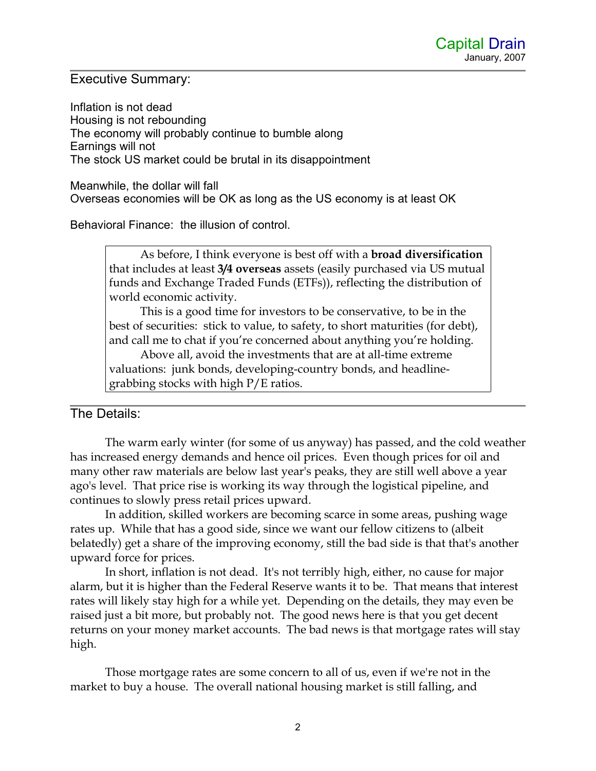## Executive Summary:

Inflation is not dead
Housing is not rebounding
The economy will probably continue to bumble along
Earnings will not
The stock US market could be brutal in its disappointment

Meanwhile, the dollar will fall
Overseas economies will be OK as long as the US economy is at least OK

Behavioral Finance: the illusion of control.

> As before, I think everyone is best off with a **broad diversification** that includes at least **3/4 overseas** assets (easily purchased via US mutual funds and Exchange Traded Funds (ETFs)), reflecting the distribution of world economic activity.
>
> This is a good time for investors to be conservative, to be in the best of securities: stick to value, to safety, to short maturities (for debt), and call me to chat if you're concerned about anything you're holding.
>
> Above all, avoid the investments that are at all-time extreme valuations: junk bonds, developing-country bonds, and headline-grabbing stocks with high P/E ratios.

## The Details:

The warm early winter (for some of us anyway) has passed, and the cold weather has increased energy demands and hence oil prices. Even though prices for oil and many other raw materials are below last year's peaks, they are still well above a year ago's level. That price rise is working its way through the logistical pipeline, and continues to slowly press retail prices upward.

In addition, skilled workers are becoming scarce in some areas, pushing wage rates up. While that has a good side, since we want our fellow citizens to (albeit belatedly) get a share of the improving economy, still the bad side is that that's another upward force for prices.

In short, inflation is not dead. It's not terribly high, either, no cause for major alarm, but it is higher than the Federal Reserve wants it to be. That means that interest rates will likely stay high for a while yet. Depending on the details, they may even be raised just a bit more, but probably not. The good news here is that you get decent returns on your money market accounts. The bad news is that mortgage rates will stay high.

Those mortgage rates are some concern to all of us, even if we're not in the market to buy a house. The overall national housing market is still falling, and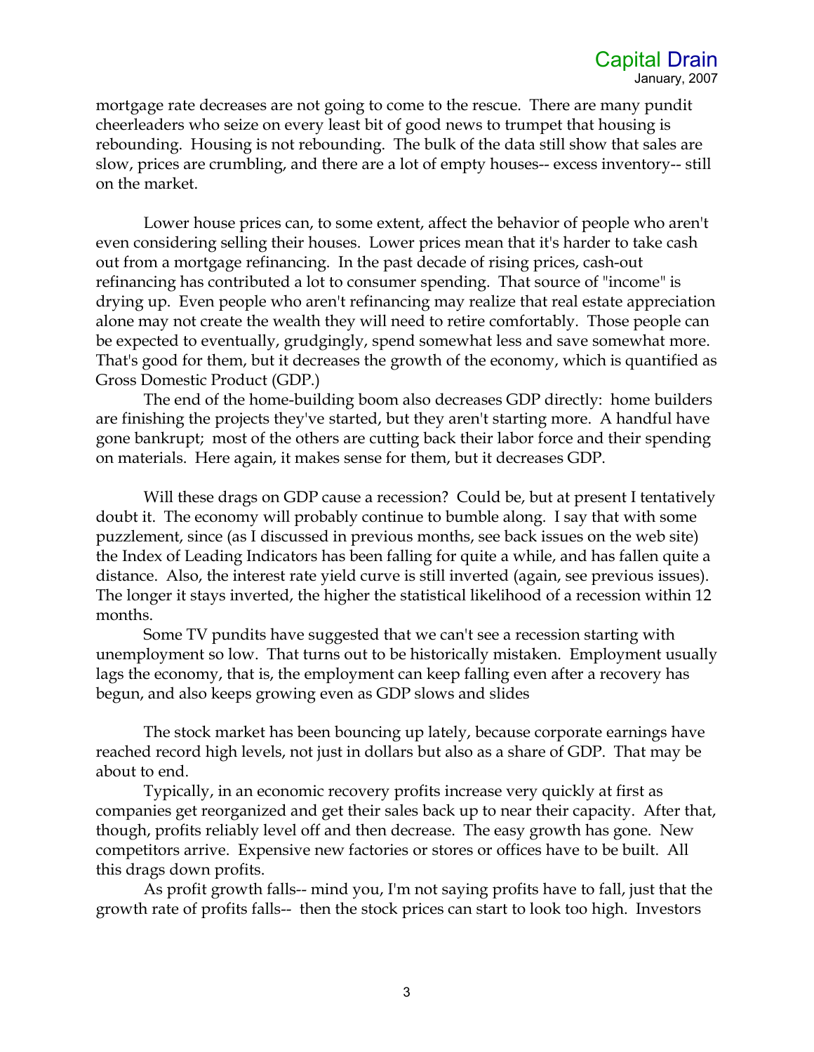mortgage rate decreases are not going to come to the rescue. There are many pundit cheerleaders who seize on every least bit of good news to trumpet that housing is rebounding. Housing is not rebounding. The bulk of the data still show that sales are slow, prices are crumbling, and there are a lot of empty houses-- excess inventory-- still on the market.

Lower house prices can, to some extent, affect the behavior of people who aren't even considering selling their houses. Lower prices mean that it's harder to take cash out from a mortgage refinancing. In the past decade of rising prices, cash-out refinancing has contributed a lot to consumer spending. That source of "income" is drying up. Even people who aren't refinancing may realize that real estate appreciation alone may not create the wealth they will need to retire comfortably. Those people can be expected to eventually, grudgingly, spend somewhat less and save somewhat more. That's good for them, but it decreases the growth of the economy, which is quantified as Gross Domestic Product (GDP.)

The end of the home-building boom also decreases GDP directly: home builders are finishing the projects they've started, but they aren't starting more. A handful have gone bankrupt; most of the others are cutting back their labor force and their spending on materials. Here again, it makes sense for them, but it decreases GDP.

Will these drags on GDP cause a recession? Could be, but at present I tentatively doubt it. The economy will probably continue to bumble along. I say that with some puzzlement, since (as I discussed in previous months, see back issues on the web site) the Index of Leading Indicators has been falling for quite a while, and has fallen quite a distance. Also, the interest rate yield curve is still inverted (again, see previous issues). The longer it stays inverted, the higher the statistical likelihood of a recession within 12 months.

Some TV pundits have suggested that we can't see a recession starting with unemployment so low. That turns out to be historically mistaken. Employment usually lags the economy, that is, the employment can keep falling even after a recovery has begun, and also keeps growing even as GDP slows and slides

The stock market has been bouncing up lately, because corporate earnings have reached record high levels, not just in dollars but also as a share of GDP. That may be about to end.

Typically, in an economic recovery profits increase very quickly at first as companies get reorganized and get their sales back up to near their capacity. After that, though, profits reliably level off and then decrease. The easy growth has gone. New competitors arrive. Expensive new factories or stores or offices have to be built. All this drags down profits.

As profit growth falls-- mind you, I'm not saying profits have to fall, just that the growth rate of profits falls-- then the stock prices can start to look too high. Investors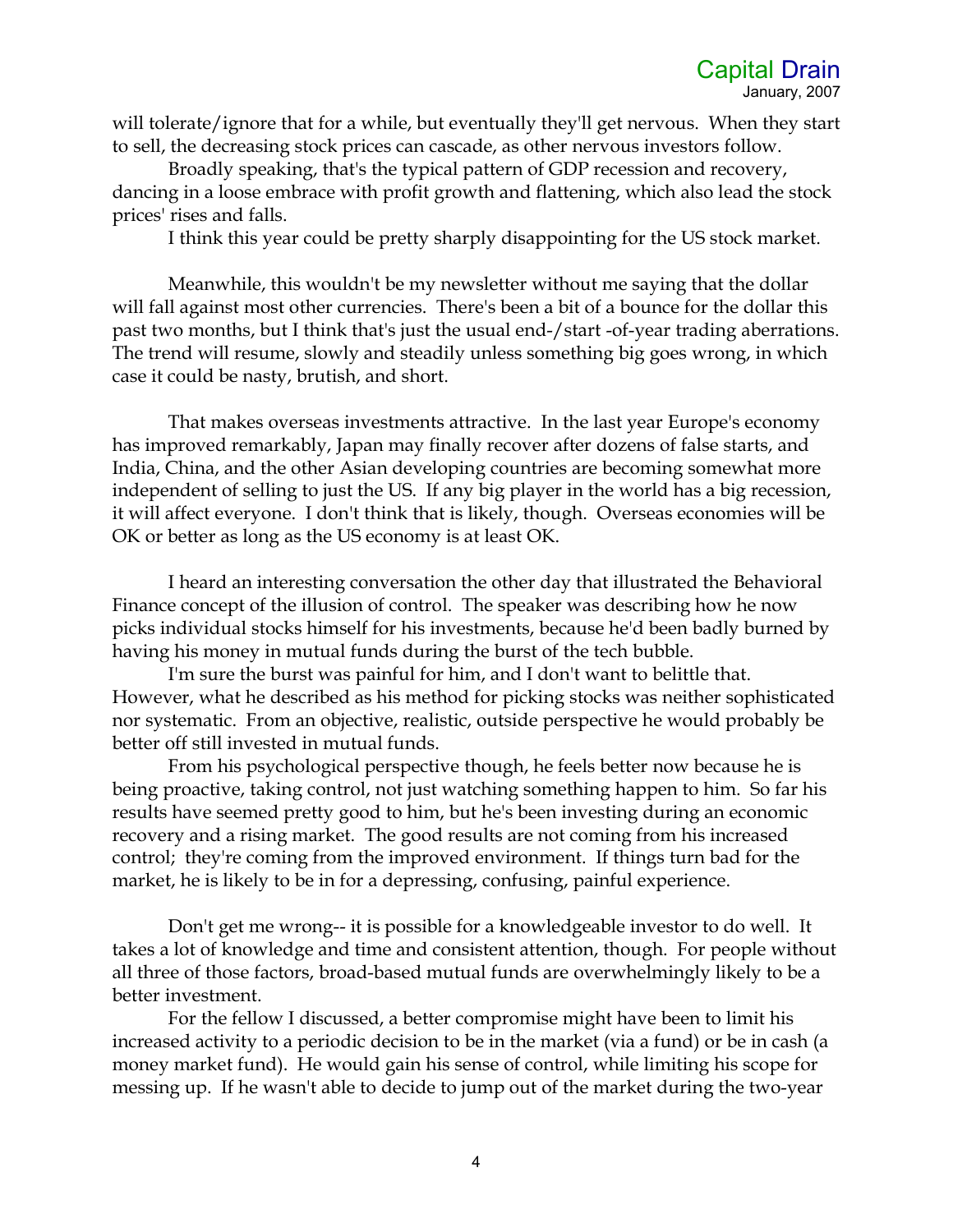will tolerate/ignore that for a while, but eventually they'll get nervous. When they start to sell, the decreasing stock prices can cascade, as other nervous investors follow.

Broadly speaking, that's the typical pattern of GDP recession and recovery, dancing in a loose embrace with profit growth and flattening, which also lead the stock prices' rises and falls.

I think this year could be pretty sharply disappointing for the US stock market.

Meanwhile, this wouldn't be my newsletter without me saying that the dollar will fall against most other currencies. There's been a bit of a bounce for the dollar this past two months, but I think that's just the usual end-/start -of-year trading aberrations. The trend will resume, slowly and steadily unless something big goes wrong, in which case it could be nasty, brutish, and short.

That makes overseas investments attractive. In the last year Europe's economy has improved remarkably, Japan may finally recover after dozens of false starts, and India, China, and the other Asian developing countries are becoming somewhat more independent of selling to just the US. If any big player in the world has a big recession, it will affect everyone. I don't think that is likely, though. Overseas economies will be OK or better as long as the US economy is at least OK.

I heard an interesting conversation the other day that illustrated the Behavioral Finance concept of the illusion of control. The speaker was describing how he now picks individual stocks himself for his investments, because he'd been badly burned by having his money in mutual funds during the burst of the tech bubble.

I'm sure the burst was painful for him, and I don't want to belittle that. However, what he described as his method for picking stocks was neither sophisticated nor systematic. From an objective, realistic, outside perspective he would probably be better off still invested in mutual funds.

From his psychological perspective though, he feels better now because he is being proactive, taking control, not just watching something happen to him. So far his results have seemed pretty good to him, but he's been investing during an economic recovery and a rising market. The good results are not coming from his increased control; they're coming from the improved environment. If things turn bad for the market, he is likely to be in for a depressing, confusing, painful experience.

Don't get me wrong-- it is possible for a knowledgeable investor to do well. It takes a lot of knowledge and time and consistent attention, though. For people without all three of those factors, broad-based mutual funds are overwhelmingly likely to be a better investment.

For the fellow I discussed, a better compromise might have been to limit his increased activity to a periodic decision to be in the market (via a fund) or be in cash (a money market fund). He would gain his sense of control, while limiting his scope for messing up. If he wasn't able to decide to jump out of the market during the two-year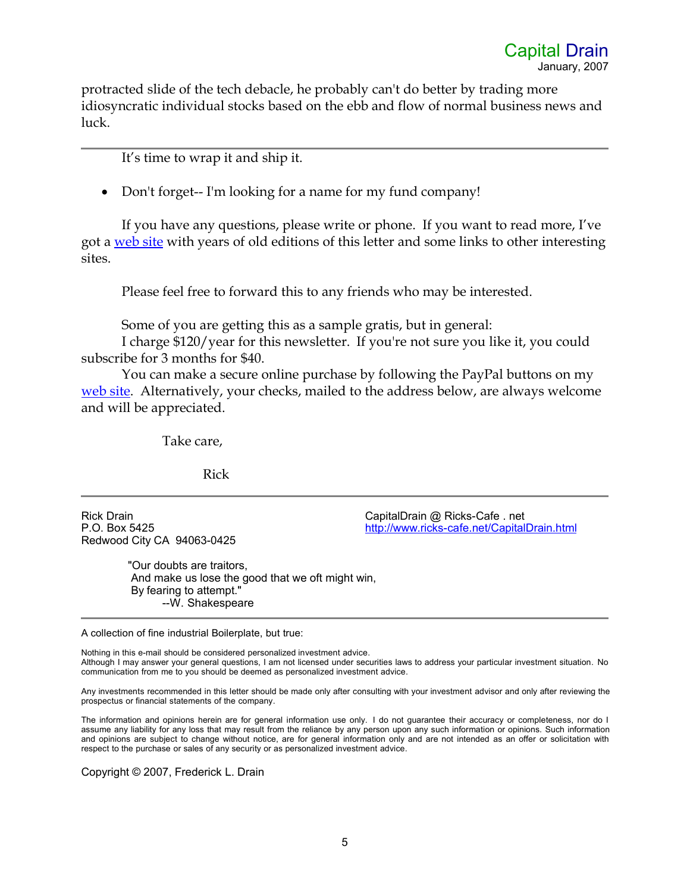protracted slide of the tech debacle, he probably can't do better by trading more idiosyncratic individual stocks based on the ebb and flow of normal business news and luck.

---

It's time to wrap it and ship it.

- Don't forget-- I'm looking for a name for my fund company!

If you have any questions, please write or phone. If you want to read more, I've got a web site with years of old editions of this letter and some links to other interesting sites.

Please feel free to forward this to any friends who may be interested.

Some of you are getting this as a sample gratis, but in general:
I charge $120/year for this newsletter. If you're not sure you like it, you could subscribe for 3 months for $40.
You can make a secure online purchase by following the PayPal buttons on my web site. Alternatively, your checks, mailed to the address below, are always welcome and will be appreciated.

Take care,

Rick

---

Rick Drain
P.O. Box 5425
Redwood City CA 94063-0425

CapitalDrain @ Ricks-Cafe . net
http://www.ricks-cafe.net/CapitalDrain.html

"Our doubts are traitors,
And make us lose the good that we oft might win,
By fearing to attempt."
--W. Shakespeare

---

A collection of fine industrial Boilerplate, but true:

Nothing in this e-mail should be considered personalized investment advice.
Although I may answer your general questions, I am not licensed under securities laws to address your particular investment situation. No communication from me to you should be deemed as personalized investment advice.

Any investments recommended in this letter should be made only after consulting with your investment advisor and only after reviewing the prospectus or financial statements of the company.

The information and opinions herein are for general information use only. I do not guarantee their accuracy or completeness, nor do I assume any liability for any loss that may result from the reliance by any person upon any such information or opinions. Such information and opinions are subject to change without notice, are for general information only and are not intended as an offer or solicitation with respect to the purchase or sales of any security or as personalized investment advice.

Copyright © 2007, Frederick L. Drain